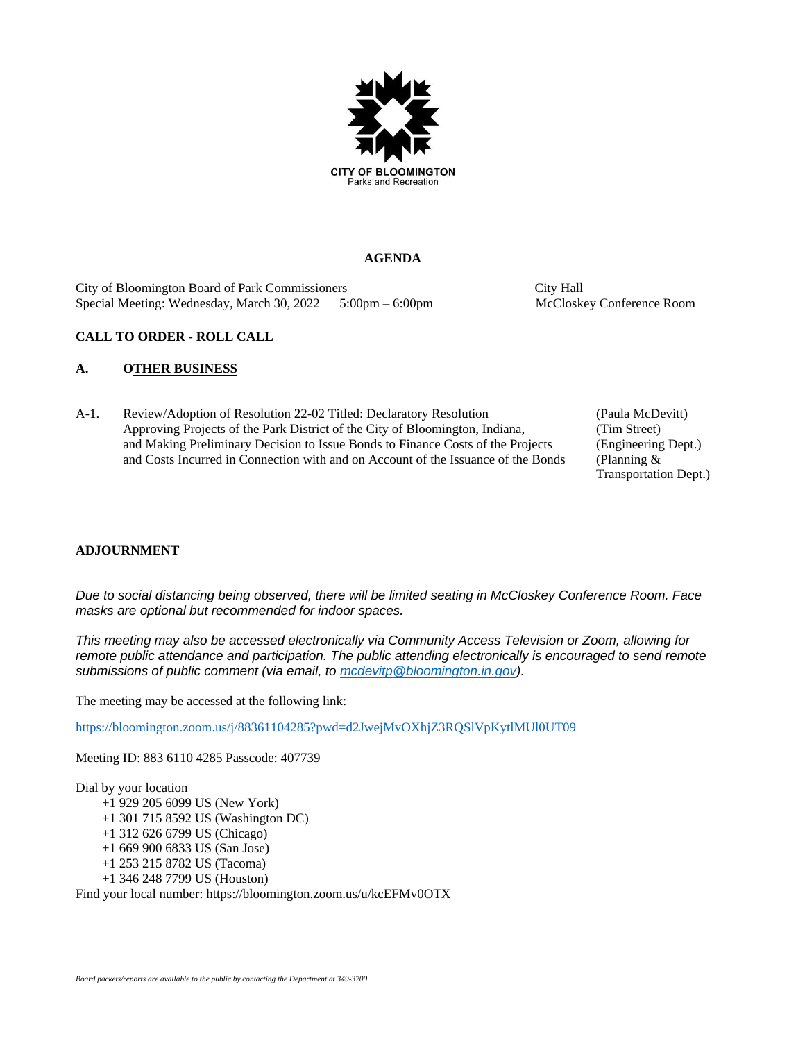CITY OF BLOOMINGTON
Parks and Recreation

# AGENDA

City of Bloomington Board of Park Commissioners
Special Meeting: Wednesday, March 30, 2022 5:00pm – 6:00pm

City Hall
McCloskey Conference Room

## CALL TO ORDER - ROLL CALL

## A. OTHER BUSINESS

A-1. Review/Adoption of Resolution 22-02 Titled: Declaratory Resolution Approving Projects of the Park District of the City of Bloomington, Indiana, and Making Preliminary Decision to Issue Bonds to Finance Costs of the Projects and Costs Incurred in Connection with and on Account of the Issuance of the Bonds (Paula McDevitt) (Tim Street) (Engineering Dept.) (Planning & Transportation Dept.)

## ADJOURNMENT

*Due to social distancing being observed, there will be limited seating in McCloskey Conference Room. Face masks are optional but recommended for indoor spaces.*

*This meeting may also be accessed electronically via Community Access Television or Zoom, allowing for remote public attendance and participation. The public attending electronically is encouraged to send remote submissions of public comment (via email, to mcdevitp@bloomington.in.gov).*

The meeting may be accessed at the following link:

https://bloomington.zoom.us/j/88361104285?pwd=d2JwejMvOXhjZ3RQSlVpKytlMUl0UT09

Meeting ID: 883 6110 4285 Passcode: 407739

Dial by your location
- +1 929 205 6099 US (New York)
- +1 301 715 8592 US (Washington DC)
- +1 312 626 6799 US (Chicago)
- +1 669 900 6833 US (San Jose)
- +1 253 215 8782 US (Tacoma)
- +1 346 248 7799 US (Houston)

Find your local number: https://bloomington.zoom.us/u/kcEFMv0OTX

*Board packets/reports are available to the public by contacting the Department at 349-3700.*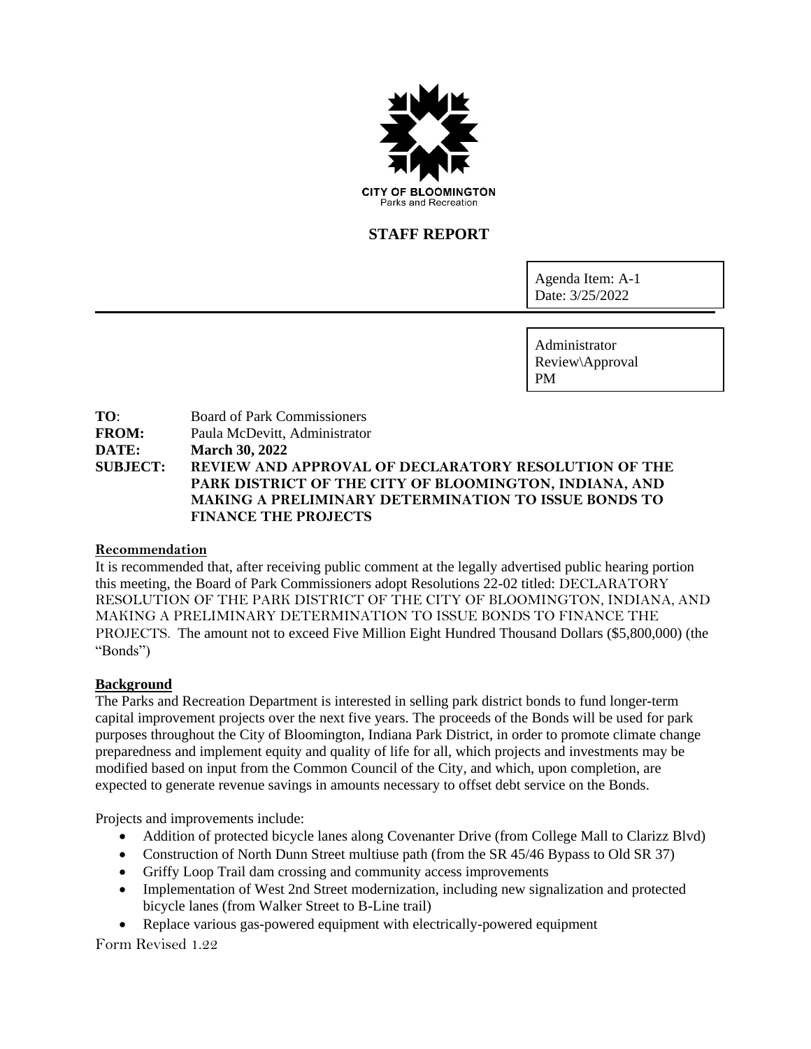CITY OF BLOOMINGTON
Parks and Recreation

# STAFF REPORT

Agenda Item: A-1
Date: 3/25/2022

Administrator
Review\Approval
PM

**TO**: Board of Park Commissioners
**FROM:** Paula McDevitt, Administrator
**DATE:** **March 30, 2022**
**SUBJECT:** **REVIEW AND APPROVAL OF DECLARATORY RESOLUTION OF THE PARK DISTRICT OF THE CITY OF BLOOMINGTON, INDIANA, AND MAKING A PRELIMINARY DETERMINATION TO ISSUE BONDS TO FINANCE THE PROJECTS**

**Recommendation**

It is recommended that, after receiving public comment at the legally advertised public hearing portion this meeting, the Board of Park Commissioners adopt Resolutions 22-02 titled: DECLARATORY RESOLUTION OF THE PARK DISTRICT OF THE CITY OF BLOOMINGTON, INDIANA, AND MAKING A PRELIMINARY DETERMINATION TO ISSUE BONDS TO FINANCE THE PROJECTS. The amount not to exceed Five Million Eight Hundred Thousand Dollars ($5,800,000) (the "Bonds")

**Background**

The Parks and Recreation Department is interested in selling park district bonds to fund longer-term capital improvement projects over the next five years. The proceeds of the Bonds will be used for park purposes throughout the City of Bloomington, Indiana Park District, in order to promote climate change preparedness and implement equity and quality of life for all, which projects and investments may be modified based on input from the Common Council of the City, and which, upon completion, are expected to generate revenue savings in amounts necessary to offset debt service on the Bonds.

Projects and improvements include:

- Addition of protected bicycle lanes along Covenanter Drive (from College Mall to Clarizz Blvd)
- Construction of North Dunn Street multiuse path (from the SR 45/46 Bypass to Old SR 37)
- Griffy Loop Trail dam crossing and community access improvements
- Implementation of West 2nd Street modernization, including new signalization and protected bicycle lanes (from Walker Street to B-Line trail)
- Replace various gas-powered equipment with electrically-powered equipment

Form Revised 1.22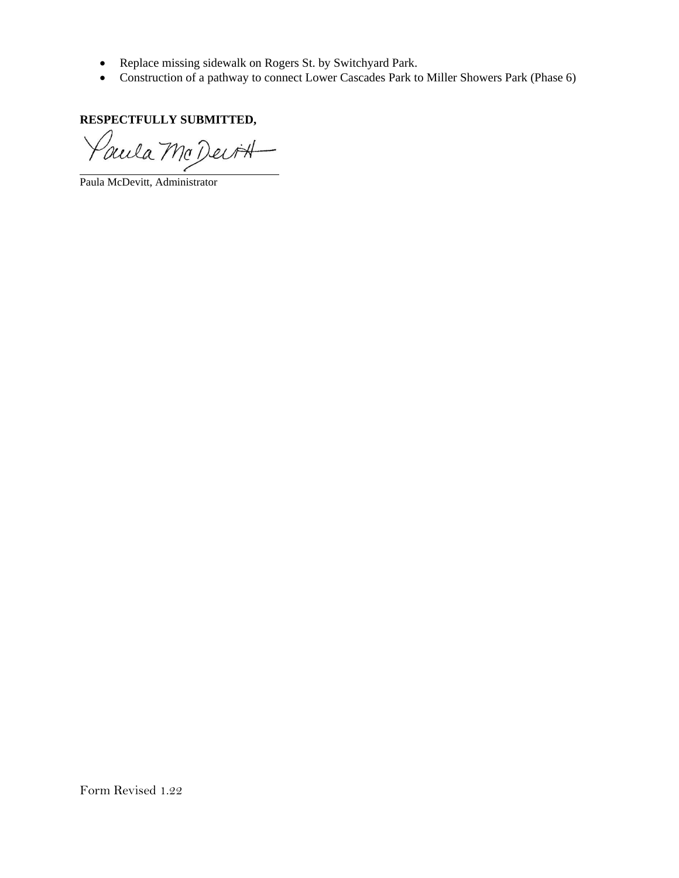- Replace missing sidewalk on Rogers St. by Switchyard Park.
- Construction of a pathway to connect Lower Cascades Park to Miller Showers Park (Phase 6)

**RESPECTFULLY SUBMITTED,**

Paula McDevitt

Paula McDevitt, Administrator

Form Revised 1.22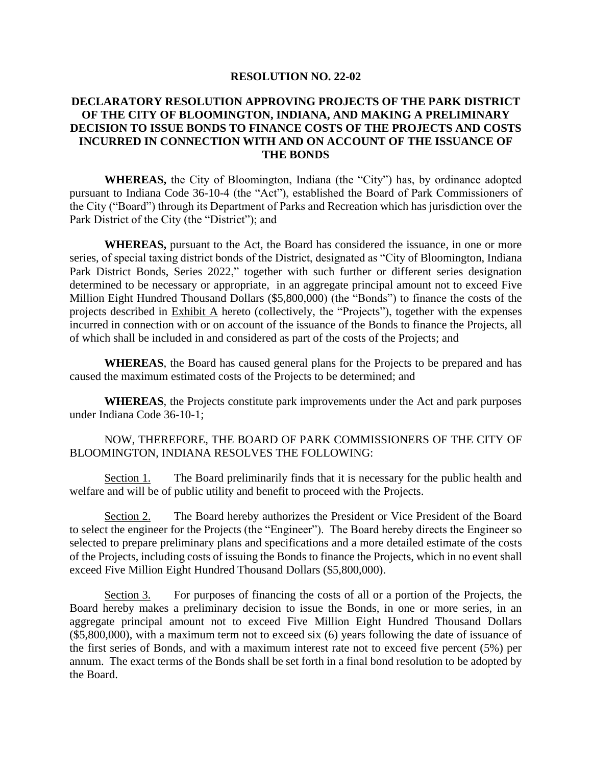**RESOLUTION NO. 22-02**

**DECLARATORY RESOLUTION APPROVING PROJECTS OF THE PARK DISTRICT OF THE CITY OF BLOOMINGTON, INDIANA, AND MAKING A PRELIMINARY DECISION TO ISSUE BONDS TO FINANCE COSTS OF THE PROJECTS AND COSTS INCURRED IN CONNECTION WITH AND ON ACCOUNT OF THE ISSUANCE OF THE BONDS**

**WHEREAS,** the City of Bloomington, Indiana (the "City") has, by ordinance adopted pursuant to Indiana Code 36-10-4 (the "Act"), established the Board of Park Commissioners of the City ("Board") through its Department of Parks and Recreation which has jurisdiction over the Park District of the City (the "District"); and

**WHEREAS,** pursuant to the Act, the Board has considered the issuance, in one or more series, of special taxing district bonds of the District, designated as "City of Bloomington, Indiana Park District Bonds, Series 2022," together with such further or different series designation determined to be necessary or appropriate, in an aggregate principal amount not to exceed Five Million Eight Hundred Thousand Dollars ($5,800,000) (the "Bonds") to finance the costs of the projects described in Exhibit A hereto (collectively, the "Projects"), together with the expenses incurred in connection with or on account of the issuance of the Bonds to finance the Projects, all of which shall be included in and considered as part of the costs of the Projects; and

**WHEREAS**, the Board has caused general plans for the Projects to be prepared and has caused the maximum estimated costs of the Projects to be determined; and

**WHEREAS**, the Projects constitute park improvements under the Act and park purposes under Indiana Code 36-10-1;

NOW, THEREFORE, THE BOARD OF PARK COMMISSIONERS OF THE CITY OF BLOOMINGTON, INDIANA RESOLVES THE FOLLOWING:

Section 1. The Board preliminarily finds that it is necessary for the public health and welfare and will be of public utility and benefit to proceed with the Projects.

Section 2. The Board hereby authorizes the President or Vice President of the Board to select the engineer for the Projects (the "Engineer"). The Board hereby directs the Engineer so selected to prepare preliminary plans and specifications and a more detailed estimate of the costs of the Projects, including costs of issuing the Bonds to finance the Projects, which in no event shall exceed Five Million Eight Hundred Thousand Dollars ($5,800,000).

Section 3. For purposes of financing the costs of all or a portion of the Projects, the Board hereby makes a preliminary decision to issue the Bonds, in one or more series, in an aggregate principal amount not to exceed Five Million Eight Hundred Thousand Dollars ($5,800,000), with a maximum term not to exceed six (6) years following the date of issuance of the first series of Bonds, and with a maximum interest rate not to exceed five percent (5%) per annum. The exact terms of the Bonds shall be set forth in a final bond resolution to be adopted by the Board.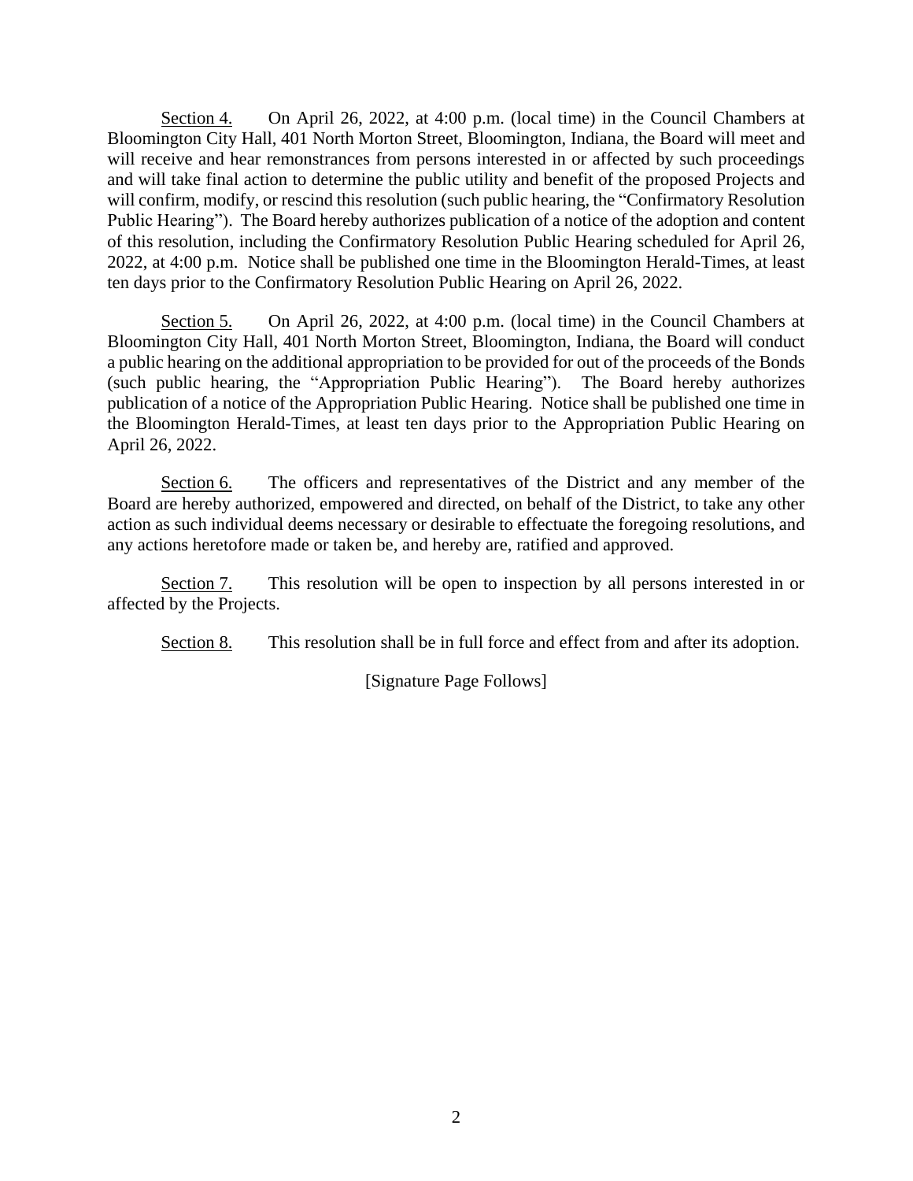Section 4. On April 26, 2022, at 4:00 p.m. (local time) in the Council Chambers at Bloomington City Hall, 401 North Morton Street, Bloomington, Indiana, the Board will meet and will receive and hear remonstrances from persons interested in or affected by such proceedings and will take final action to determine the public utility and benefit of the proposed Projects and will confirm, modify, or rescind this resolution (such public hearing, the "Confirmatory Resolution Public Hearing"). The Board hereby authorizes publication of a notice of the adoption and content of this resolution, including the Confirmatory Resolution Public Hearing scheduled for April 26, 2022, at 4:00 p.m. Notice shall be published one time in the Bloomington Herald-Times, at least ten days prior to the Confirmatory Resolution Public Hearing on April 26, 2022.

Section 5. On April 26, 2022, at 4:00 p.m. (local time) in the Council Chambers at Bloomington City Hall, 401 North Morton Street, Bloomington, Indiana, the Board will conduct a public hearing on the additional appropriation to be provided for out of the proceeds of the Bonds (such public hearing, the "Appropriation Public Hearing"). The Board hereby authorizes publication of a notice of the Appropriation Public Hearing. Notice shall be published one time in the Bloomington Herald-Times, at least ten days prior to the Appropriation Public Hearing on April 26, 2022.

Section 6. The officers and representatives of the District and any member of the Board are hereby authorized, empowered and directed, on behalf of the District, to take any other action as such individual deems necessary or desirable to effectuate the foregoing resolutions, and any actions heretofore made or taken be, and hereby are, ratified and approved.

Section 7. This resolution will be open to inspection by all persons interested in or affected by the Projects.

Section 8. This resolution shall be in full force and effect from and after its adoption.

[Signature Page Follows]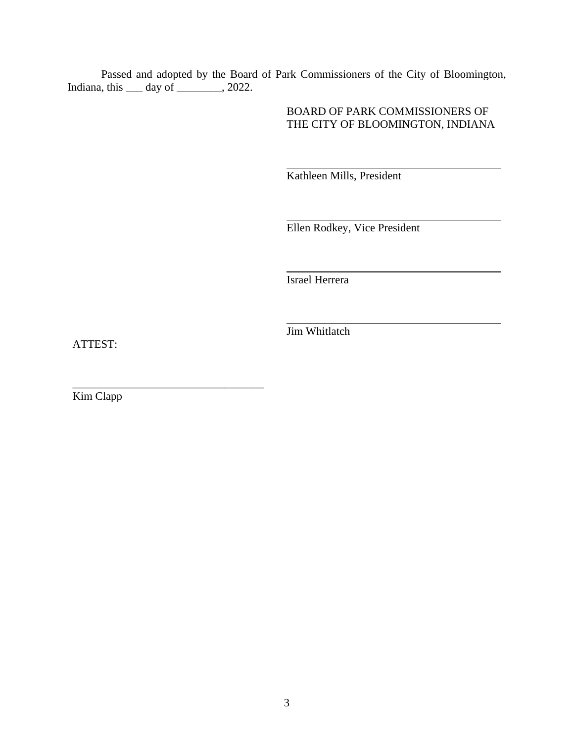Passed and adopted by the Board of Park Commissioners of the City of Bloomington, Indiana, this ___ day of ________, 2022.

BOARD OF PARK COMMISSIONERS OF
THE CITY OF BLOOMINGTON, INDIANA

_________________________________
Kathleen Mills, President

_________________________________
Ellen Rodkey, Vice President

_________________________________
Israel Herrera

_________________________________
Jim Whitlatch

ATTEST:

_________________________________
Kim Clapp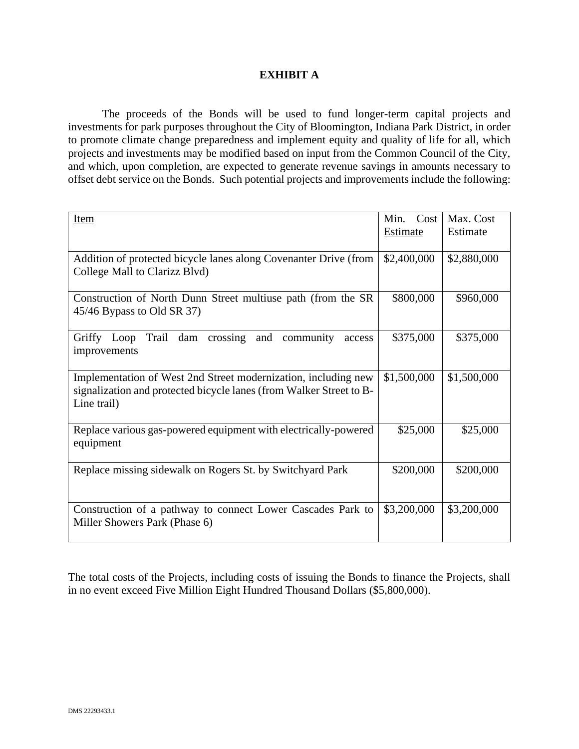# EXHIBIT A

The proceeds of the Bonds will be used to fund longer-term capital projects and investments for park purposes throughout the City of Bloomington, Indiana Park District, in order to promote climate change preparedness and implement equity and quality of life for all, which projects and investments may be modified based on input from the Common Council of the City, and which, upon completion, are expected to generate revenue savings in amounts necessary to offset debt service on the Bonds. Such potential projects and improvements include the following:

| Item | Min. Cost Estimate | Max. Cost Estimate |
|---|---|---|
| Addition of protected bicycle lanes along Covenanter Drive (from College Mall to Clarizz Blvd) | $2,400,000 | $2,880,000 |
| Construction of North Dunn Street multiuse path (from the SR 45/46 Bypass to Old SR 37) | $800,000 | $960,000 |
| Griffy Loop Trail dam crossing and community access improvements | $375,000 | $375,000 |
| Implementation of West 2nd Street modernization, including new signalization and protected bicycle lanes (from Walker Street to B-Line trail) | $1,500,000 | $1,500,000 |
| Replace various gas-powered equipment with electrically-powered equipment | $25,000 | $25,000 |
| Replace missing sidewalk on Rogers St. by Switchyard Park | $200,000 | $200,000 |
| Construction of a pathway to connect Lower Cascades Park to Miller Showers Park (Phase 6) | $3,200,000 | $3,200,000 |

The total costs of the Projects, including costs of issuing the Bonds to finance the Projects, shall in no event exceed Five Million Eight Hundred Thousand Dollars ($5,800,000).

DMS 22293433.1